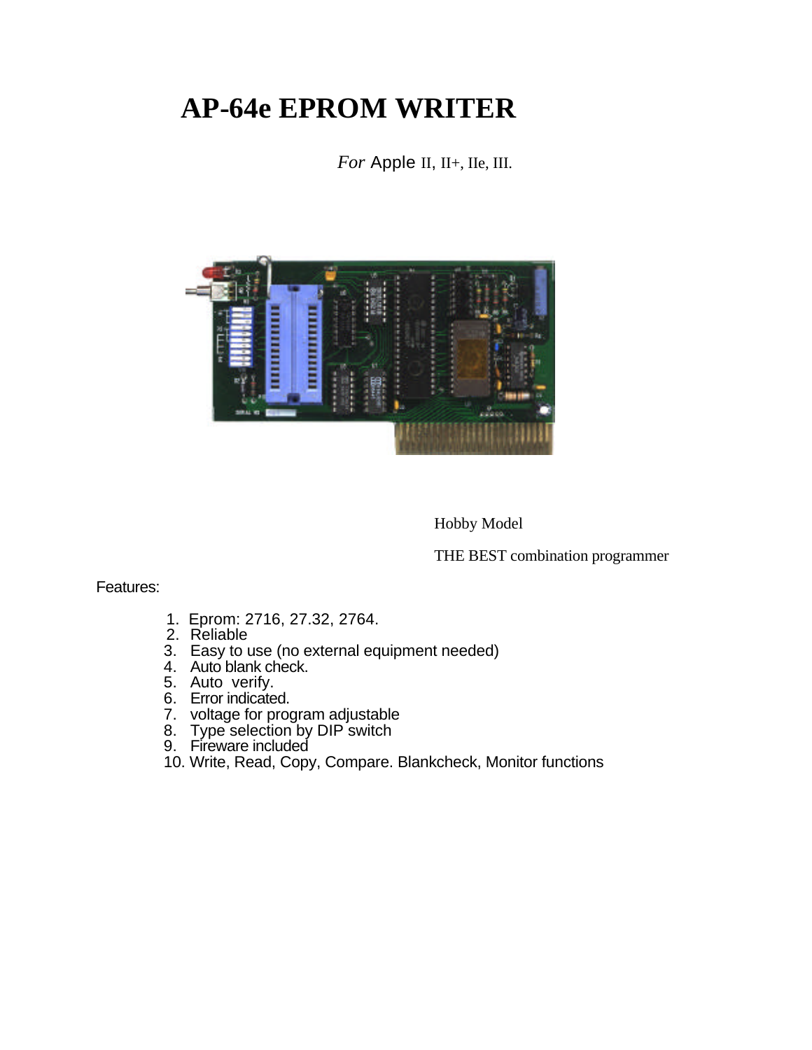# AP-64e EPROM WRITER

*For* Apple II, II+, IIe, III.

Hobby Model

THE BEST combination programmer

Features:

1. Eprom: 2716, 27.32, 2764.
2. Reliable
3. Easy to use (no external equipment needed)
4. Auto blank check.
5. Auto verify.
6. Error indicated.
7. voltage for program adjustable
8. Type selection by DIP switch
9. Fireware included
10. Write, Read, Copy, Compare. Blankcheck, Monitor functions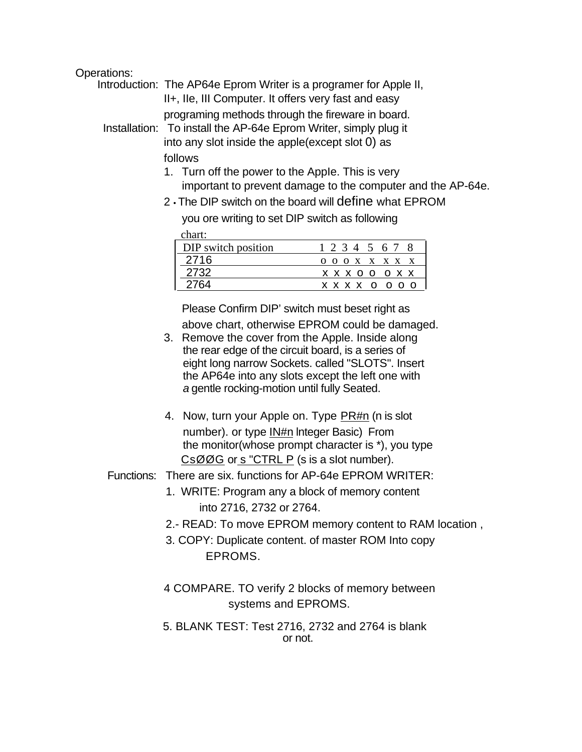Operations:

**Introduction:** The AP64e Eprom Writer is a programer for Apple II, II+, IIe, III Computer. It offers very fast and easy programing methods through the fireware in board.

**Installation:** To install the AP-64e Eprom Writer, simply plug it into any slot inside the apple(except slot 0) as follows

1. Turn off the power to the Apple. This is very important to prevent damage to the computer and the AP-64e.
2 • The DIP switch on the board will define what EPROM you ore writing to set DIP switch as following chart:

| DIP switch position | 1 | 2 | 3 | 4 | 5 | 6 | 7 | 8 |
|---|---|---|---|---|---|---|---|---|
| 2716 | o | o | o | x | x | x | x | x |
| 2732 | x | x | x | o | o | o | x | x |
| 2764 | x | x | x | x | o | o | o | o |

Please Confirm DIP' switch must beset right as above chart, otherwise EPROM could be damaged.

3. Remove the cover from the Apple. Inside along the rear edge of the circuit board, is a series of eight long narrow Sockets. called "SLOTS". Insert the AP64e into any slots except the left one with *a* gentle rocking-motion until fully Seated.

4. Now, turn your Apple on. Type PR#n (n is slot number). or type IN#n lnteger Basic) From the monitor(whose prompt character is *), you type CsØØG or s "CTRL P (s is a slot number).

**Functions:** There are six. functions for AP-64e EPROM WRITER:

1. WRITE: Program any a block of memory content into 2716, 2732 or 2764.
2.- READ: To move EPROM memory content to RAM location ,
3. COPY: Duplicate content. of master ROM Into copy EPROMS.

4 COMPARE. TO verify 2 blocks of memory between systems and EPROMS.

5. BLANK TEST: Test 2716, 2732 and 2764 is blank or not.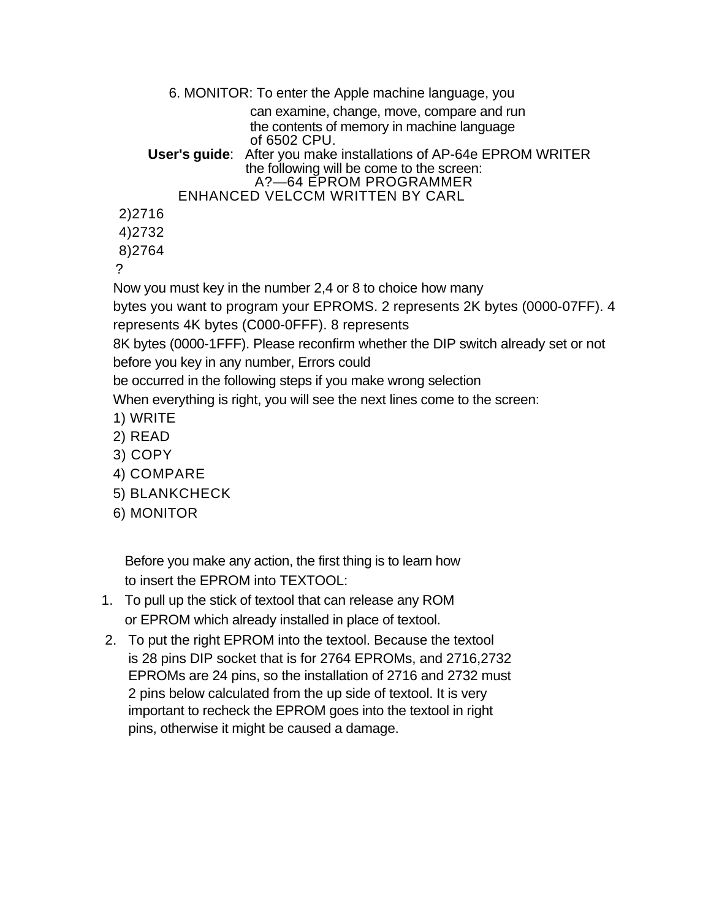6. MONITOR: To enter the Apple machine language, you can examine, change, move, compare and run the contents of memory in machine language of 6502 CPU.

**User's guide**: After you make installations of AP-64e EPROM WRITER the following will be come to the screen:

```
              A?—64 EPROM PROGRAMMER
     ENHANCED VELCCM WRITTEN BY CARL
2)2716
4)2732
8)2764
?
```

Now you must key in the number 2,4 or 8 to choice how many bytes you want to program your EPROMS. 2 represents 2K bytes (0000-07FF). 4 represents 4K bytes (C000-0FFF). 8 represents 8K bytes (0000-1FFF). Please reconfirm whether the DIP switch already set or not before you key in any number, Errors could be occurred in the following steps if you make wrong selection

When everything is right, you will see the next lines come to the screen:

```
1) WRITE
2) READ
3) COPY
4) COMPARE
5) BLANKCHECK
6) MONITOR
```

Before you make any action, the first thing is to learn how to insert the EPROM into TEXTOOL:

1. To pull up the stick of textool that can release any ROM or EPROM which already installed in place of textool.
2. To put the right EPROM into the textool. Because the textool is 28 pins DIP socket that is for 2764 EPROMs, and 2716,2732 EPROMs are 24 pins, so the installation of 2716 and 2732 must 2 pins below calculated from the up side of textool. It is very important to recheck the EPROM goes into the textool in right pins, otherwise it might be caused a damage.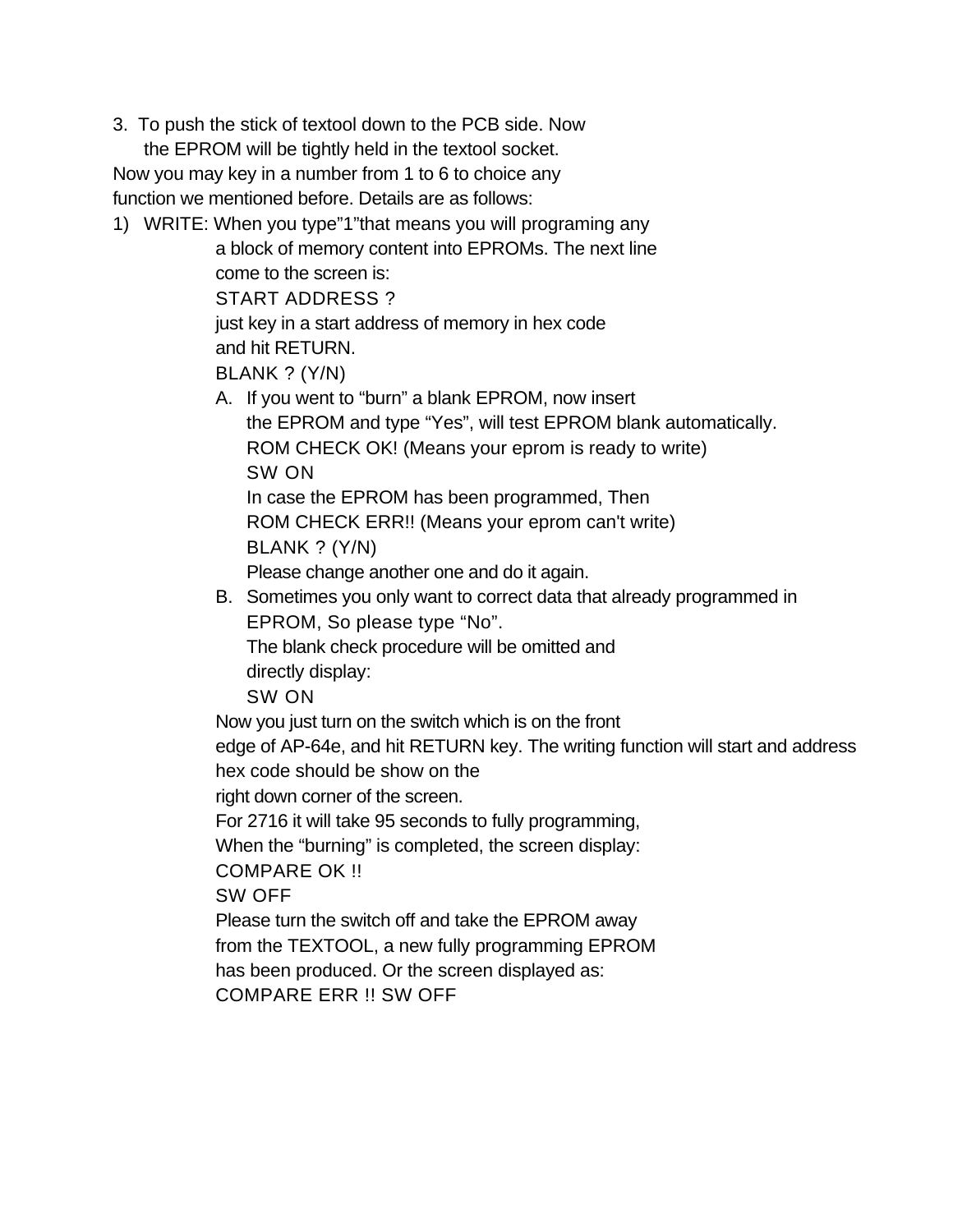3. To push the stick of textool down to the PCB side. Now the EPROM will be tightly held in the textool socket.

Now you may key in a number from 1 to 6 to choice any function we mentioned before. Details are as follows:

1) WRITE: When you type"1"that means you will programing any a block of memory content into EPROMs. The next line come to the screen is:

   START ADDRESS ?

   just key in a start address of memory in hex code and hit RETURN.

   BLANK ? (Y/N)

   A. If you went to "burn" a blank EPROM, now insert the EPROM and type "Yes", will test EPROM blank automatically.

      ROM CHECK OK! (Means your eprom is ready to write)

      SW ON

      In case the EPROM has been programmed, Then

      ROM CHECK ERR!! (Means your eprom can't write)

      BLANK ? (Y/N)

      Please change another one and do it again.

   B. Sometimes you only want to correct data that already programmed in EPROM, So please type "No".

      The blank check procedure will be omitted and directly display:

      SW ON

   Now you just turn on the switch which is on the front edge of AP-64e, and hit RETURN key. The writing function will start and address hex code should be show on the right down corner of the screen.

   For 2716 it will take 95 seconds to fully programming,

   When the "burning" is completed, the screen display:

   COMPARE OK !!

   SW OFF

   Please turn the switch off and take the EPROM away from the TEXTOOL, a new fully programming EPROM has been produced. Or the screen displayed as:

   COMPARE ERR !! SW OFF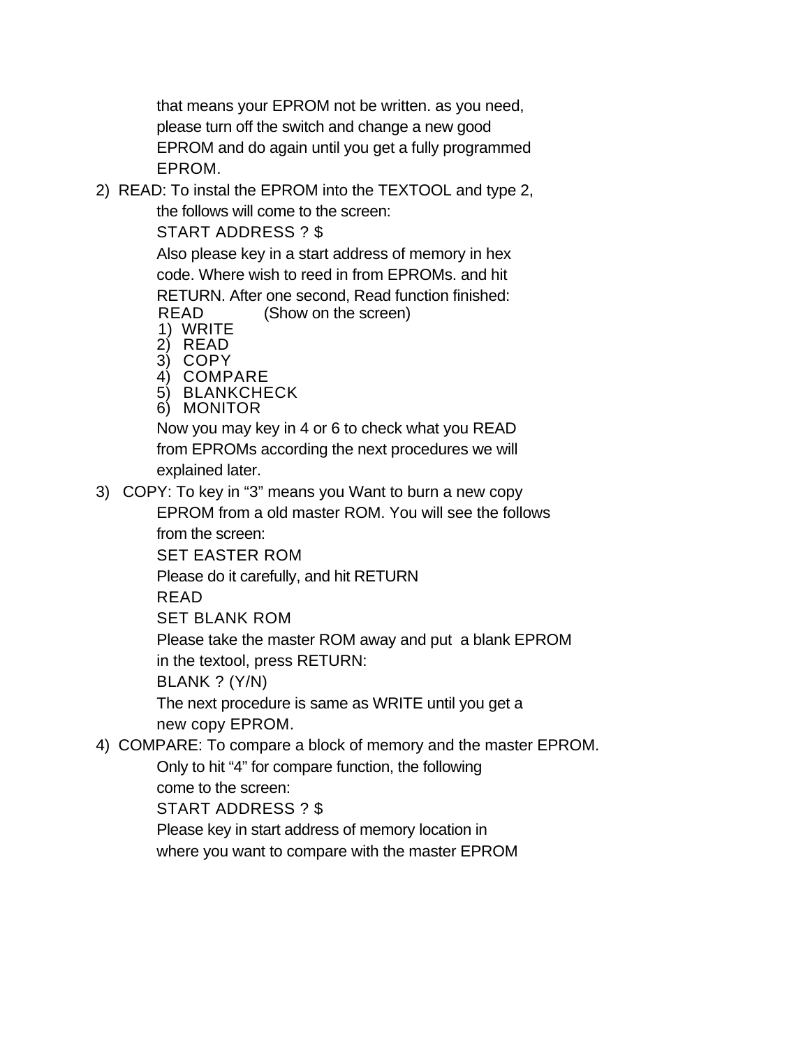that means your EPROM not be written. as you need, please turn off the switch and change a new good EPROM and do again until you get a fully programmed EPROM.

2) READ: To instal the EPROM into the TEXTOOL and type 2, the follows will come to the screen:

   START ADDRESS ? $

   Also please key in a start address of memory in hex code. Where wish to reed in from EPROMs. and hit RETURN. After one second, Read function finished:

   READ (Show on the screen)

   1) WRITE
   2) READ
   3) COPY
   4) COMPARE
   5) BLANKCHECK
   6) MONITOR

   Now you may key in 4 or 6 to check what you READ from EPROMs according the next procedures we will explained later.

3) COPY: To key in “3” means you Want to burn a new copy EPROM from a old master ROM. You will see the follows from the screen:

   SET EASTER ROM

   Please do it carefully, and hit RETURN

   READ

   SET BLANK ROM

   Please take the master ROM away and put a blank EPROM in the textool, press RETURN:

   BLANK ? (Y/N)

   The next procedure is same as WRITE until you get a new copy EPROM.

4) COMPARE: To compare a block of memory and the master EPROM. Only to hit “4” for compare function, the following come to the screen:

   START ADDRESS ? $

   Please key in start address of memory location in where you want to compare with the master EPROM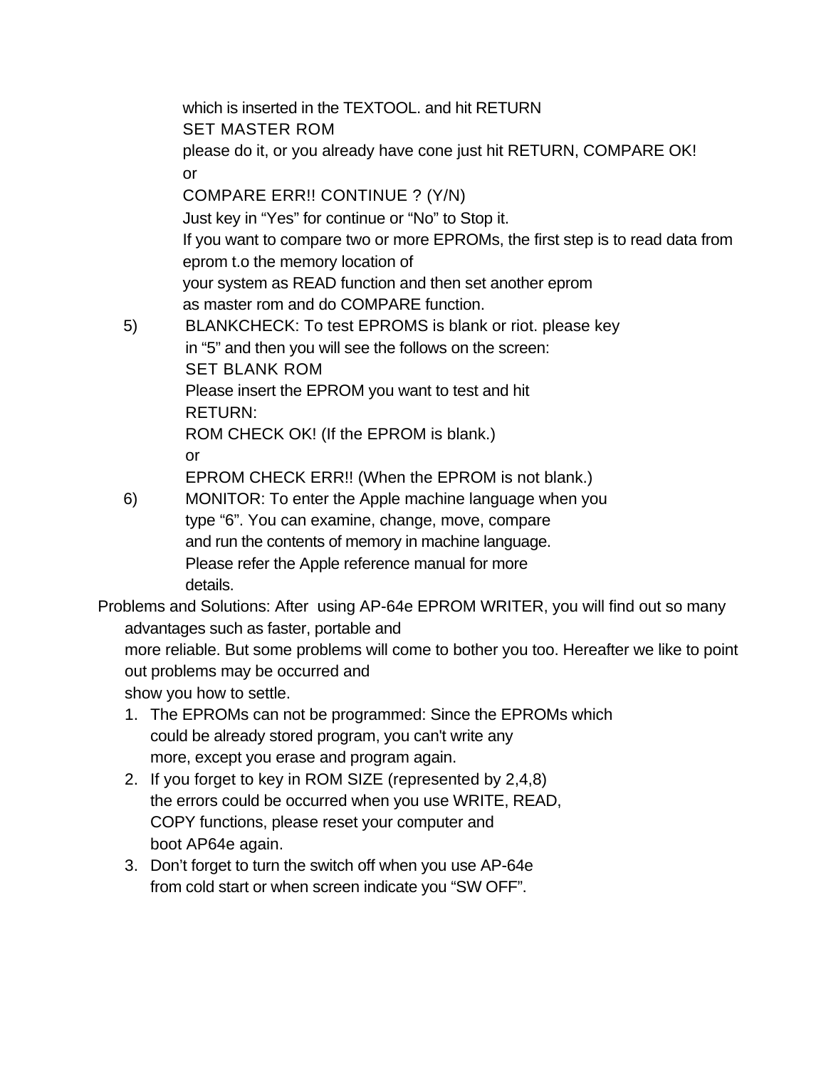which is inserted in the TEXTOOL. and hit RETURN
SET MASTER ROM
please do it, or you already have cone just hit RETURN, COMPARE OK!
or
COMPARE ERR!! CONTINUE ? (Y/N)
Just key in "Yes" for continue or "No" to Stop it.
If you want to compare two or more EPROMs, the first step is to read data from eprom t.o the memory location of
your system as READ function and then set another eprom
as master rom and do COMPARE function.

5) BLANKCHECK: To test EPROMS is blank or riot. please key in "5" and then you will see the follows on the screen:
SET BLANK ROM
Please insert the EPROM you want to test and hit RETURN:
ROM CHECK OK! (If the EPROM is blank.)
or
EPROM CHECK ERR!! (When the EPROM is not blank.)

6) MONITOR: To enter the Apple machine language when you type "6". You can examine, change, move, compare and run the contents of memory in machine language.
Please refer the Apple reference manual for more details.

Problems and Solutions: After using AP-64e EPROM WRITER, you will find out so many advantages such as faster, portable and
more reliable. But some problems will come to bother you too. Hereafter we like to point out problems may be occurred and
show you how to settle.

1. The EPROMs can not be programmed: Since the EPROMs which could be already stored program, you can't write any more, except you erase and program again.
2. If you forget to key in ROM SIZE (represented by 2,4,8) the errors could be occurred when you use WRITE, READ, COPY functions, please reset your computer and boot AP64e again.
3. Don't forget to turn the switch off when you use AP-64e from cold start or when screen indicate you "SW OFF".